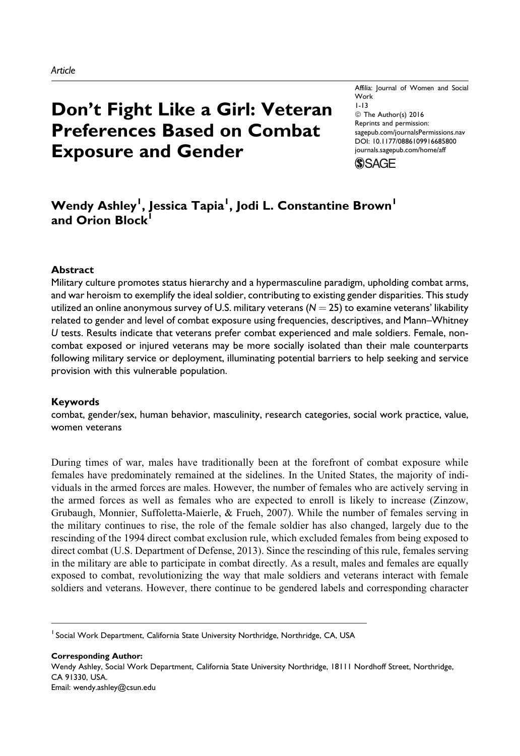*Article*

Affilia: Journal of Women and Social Work
1-13
© The Author(s) 2016
Reprints and permission: sagepub.com/journalsPermissions.nav
DOI: 10.1177/0886109916685800
journals.sagepub.com/home/aff

# Don't Fight Like a Girl: Veteran Preferences Based on Combat Exposure and Gender

**Wendy Ashley[1], Jessica Tapia[1], Jodi L. Constantine Brown[1] and Orion Block[1]**

### Abstract

Military culture promotes status hierarchy and a hypermasculine paradigm, upholding combat arms, and war heroism to exemplify the ideal soldier, contributing to existing gender disparities. This study utilized an online anonymous survey of U.S. military veterans ($N = 25$) to examine veterans' likability related to gender and level of combat exposure using frequencies, descriptives, and Mann–Whitney *U* tests. Results indicate that veterans prefer combat experienced and male soldiers. Female, non-combat exposed or injured veterans may be more socially isolated than their male counterparts following military service or deployment, illuminating potential barriers to help seeking and service provision with this vulnerable population.

### Keywords

combat, gender/sex, human behavior, masculinity, research categories, social work practice, value, women veterans

During times of war, males have traditionally been at the forefront of combat exposure while females have predominately remained at the sidelines. In the United States, the majority of individuals in the armed forces are males. However, the number of females who are actively serving in the armed forces as well as females who are expected to enroll is likely to increase (Zinzow, Grubaugh, Monnier, Suffoletta-Maierle, & Frueh, 2007). While the number of females serving in the military continues to rise, the role of the female soldier has also changed, largely due to the rescinding of the 1994 direct combat exclusion rule, which excluded females from being exposed to direct combat (U.S. Department of Defense, 2013). Since the rescinding of this rule, females serving in the military are able to participate in combat directly. As a result, males and females are equally exposed to combat, revolutionizing the way that male soldiers and veterans interact with female soldiers and veterans. However, there continue to be gendered labels and corresponding character

---

[1] Social Work Department, California State University Northridge, Northridge, CA, USA

**Corresponding Author:**
Wendy Ashley, Social Work Department, California State University Northridge, 18111 Nordhoff Street, Northridge, CA 91330, USA.
Email: wendy.ashley@csun.edu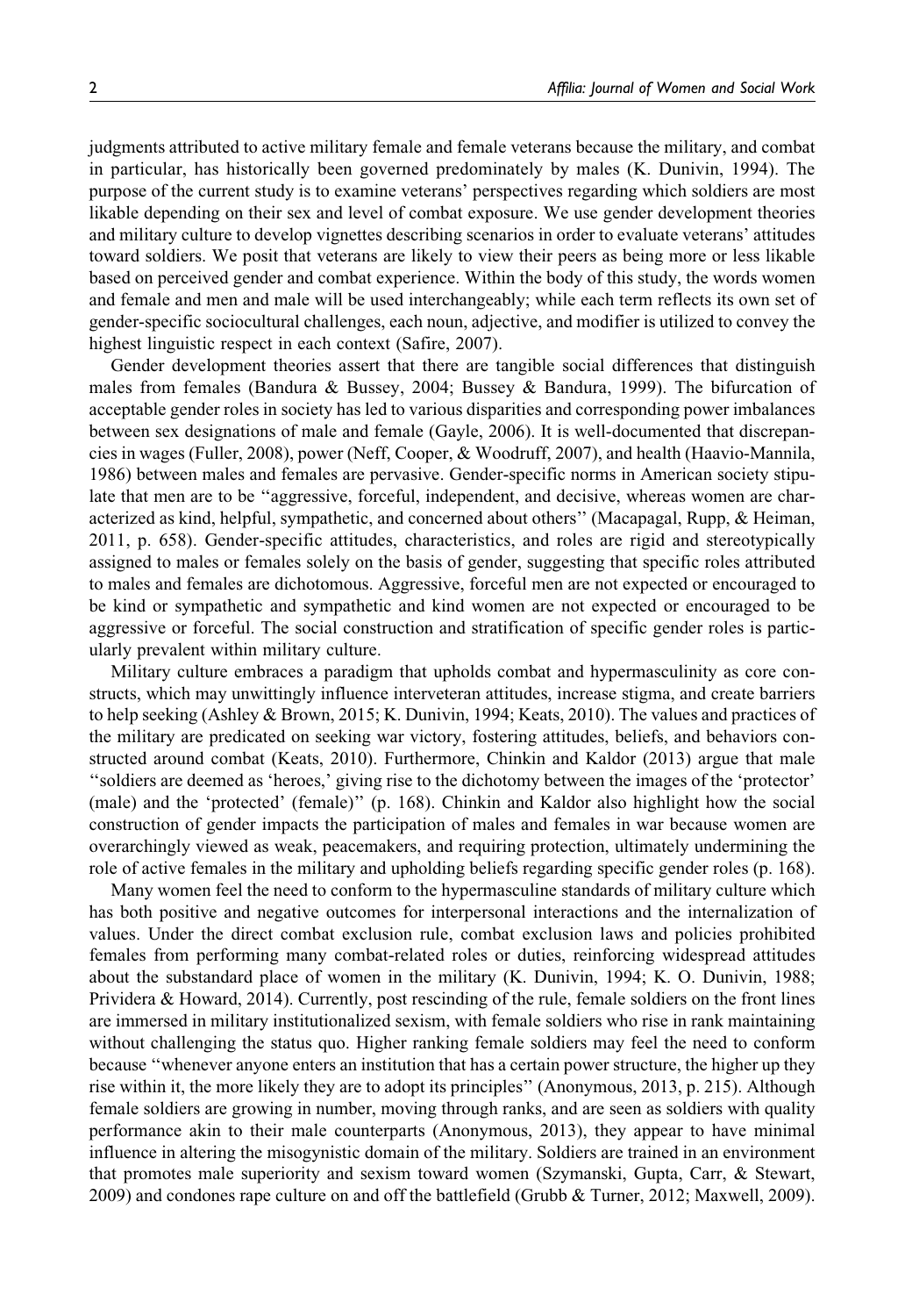judgments attributed to active military female and female veterans because the military, and combat in particular, has historically been governed predominately by males (K. Dunivin, 1994). The purpose of the current study is to examine veterans' perspectives regarding which soldiers are most likable depending on their sex and level of combat exposure. We use gender development theories and military culture to develop vignettes describing scenarios in order to evaluate veterans' attitudes toward soldiers. We posit that veterans are likely to view their peers as being more or less likable based on perceived gender and combat experience. Within the body of this study, the words women and female and men and male will be used interchangeably; while each term reflects its own set of gender-specific sociocultural challenges, each noun, adjective, and modifier is utilized to convey the highest linguistic respect in each context (Safire, 2007).

Gender development theories assert that there are tangible social differences that distinguish males from females (Bandura & Bussey, 2004; Bussey & Bandura, 1999). The bifurcation of acceptable gender roles in society has led to various disparities and corresponding power imbalances between sex designations of male and female (Gayle, 2006). It is well-documented that discrepancies in wages (Fuller, 2008), power (Neff, Cooper, & Woodruff, 2007), and health (Haavio-Mannila, 1986) between males and females are pervasive. Gender-specific norms in American society stipulate that men are to be "aggressive, forceful, independent, and decisive, whereas women are characterized as kind, helpful, sympathetic, and concerned about others" (Macapagal, Rupp, & Heiman, 2011, p. 658). Gender-specific attitudes, characteristics, and roles are rigid and stereotypically assigned to males or females solely on the basis of gender, suggesting that specific roles attributed to males and females are dichotomous. Aggressive, forceful men are not expected or encouraged to be kind or sympathetic and sympathetic and kind women are not expected or encouraged to be aggressive or forceful. The social construction and stratification of specific gender roles is particularly prevalent within military culture.

Military culture embraces a paradigm that upholds combat and hypermasculinity as core constructs, which may unwittingly influence interveteran attitudes, increase stigma, and create barriers to help seeking (Ashley & Brown, 2015; K. Dunivin, 1994; Keats, 2010). The values and practices of the military are predicated on seeking war victory, fostering attitudes, beliefs, and behaviors constructed around combat (Keats, 2010). Furthermore, Chinkin and Kaldor (2013) argue that male "soldiers are deemed as 'heroes,' giving rise to the dichotomy between the images of the 'protector' (male) and the 'protected' (female)" (p. 168). Chinkin and Kaldor also highlight how the social construction of gender impacts the participation of males and females in war because women are overarchingly viewed as weak, peacemakers, and requiring protection, ultimately undermining the role of active females in the military and upholding beliefs regarding specific gender roles (p. 168).

Many women feel the need to conform to the hypermasculine standards of military culture which has both positive and negative outcomes for interpersonal interactions and the internalization of values. Under the direct combat exclusion rule, combat exclusion laws and policies prohibited females from performing many combat-related roles or duties, reinforcing widespread attitudes about the substandard place of women in the military (K. Dunivin, 1994; K. O. Dunivin, 1988; Prividera & Howard, 2014). Currently, post rescinding of the rule, female soldiers on the front lines are immersed in military institutionalized sexism, with female soldiers who rise in rank maintaining without challenging the status quo. Higher ranking female soldiers may feel the need to conform because "whenever anyone enters an institution that has a certain power structure, the higher up they rise within it, the more likely they are to adopt its principles" (Anonymous, 2013, p. 215). Although female soldiers are growing in number, moving through ranks, and are seen as soldiers with quality performance akin to their male counterparts (Anonymous, 2013), they appear to have minimal influence in altering the misogynistic domain of the military. Soldiers are trained in an environment that promotes male superiority and sexism toward women (Szymanski, Gupta, Carr, & Stewart, 2009) and condones rape culture on and off the battlefield (Grubb & Turner, 2012; Maxwell, 2009).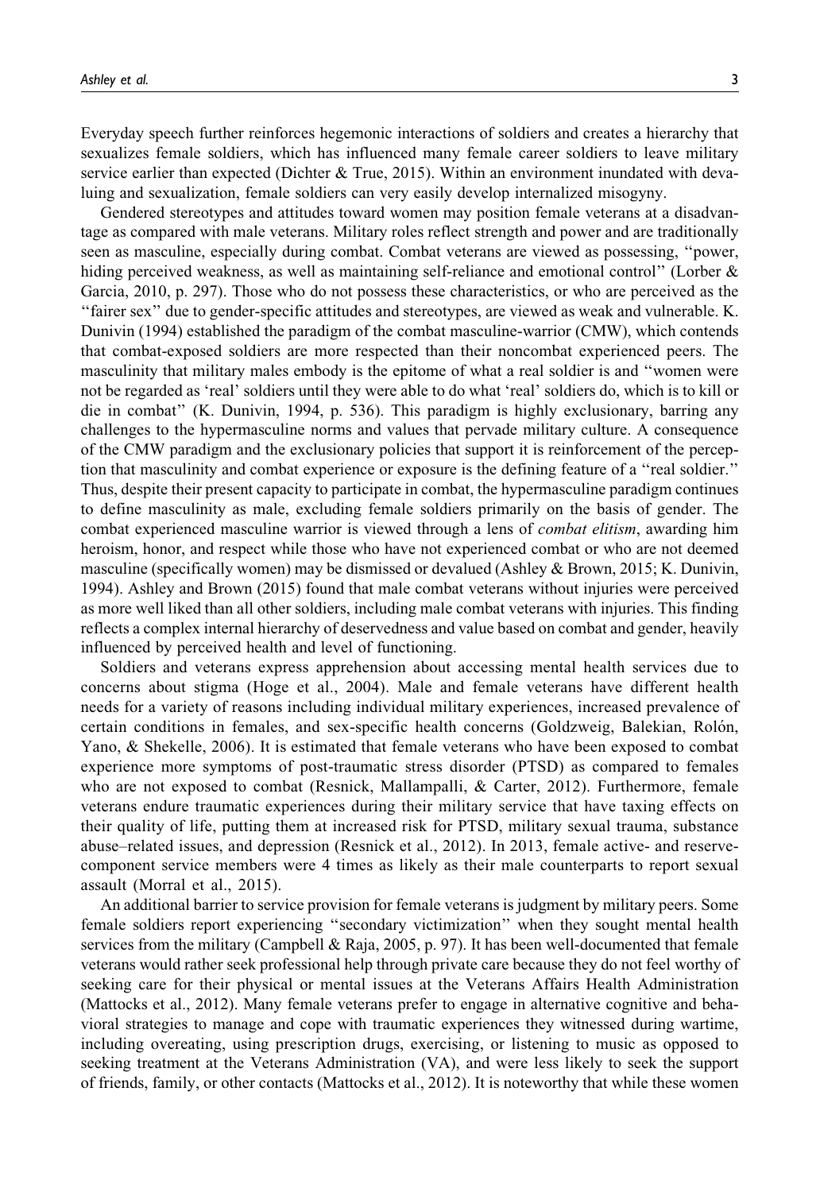Everyday speech further reinforces hegemonic interactions of soldiers and creates a hierarchy that sexualizes female soldiers, which has influenced many female career soldiers to leave military service earlier than expected (Dichter & True, 2015). Within an environment inundated with devaluing and sexualization, female soldiers can very easily develop internalized misogyny.

Gendered stereotypes and attitudes toward women may position female veterans at a disadvantage as compared with male veterans. Military roles reflect strength and power and are traditionally seen as masculine, especially during combat. Combat veterans are viewed as possessing, "power, hiding perceived weakness, as well as maintaining self-reliance and emotional control" (Lorber & Garcia, 2010, p. 297). Those who do not possess these characteristics, or who are perceived as the "fairer sex" due to gender-specific attitudes and stereotypes, are viewed as weak and vulnerable. K. Dunivin (1994) established the paradigm of the combat masculine-warrior (CMW), which contends that combat-exposed soldiers are more respected than their noncombat experienced peers. The masculinity that military males embody is the epitome of what a real soldier is and "women were not be regarded as 'real' soldiers until they were able to do what 'real' soldiers do, which is to kill or die in combat" (K. Dunivin, 1994, p. 536). This paradigm is highly exclusionary, barring any challenges to the hypermasculine norms and values that pervade military culture. A consequence of the CMW paradigm and the exclusionary policies that support it is reinforcement of the perception that masculinity and combat experience or exposure is the defining feature of a "real soldier." Thus, despite their present capacity to participate in combat, the hypermasculine paradigm continues to define masculinity as male, excluding female soldiers primarily on the basis of gender. The combat experienced masculine warrior is viewed through a lens of *combat elitism*, awarding him heroism, honor, and respect while those who have not experienced combat or who are not deemed masculine (specifically women) may be dismissed or devalued (Ashley & Brown, 2015; K. Dunivin, 1994). Ashley and Brown (2015) found that male combat veterans without injuries were perceived as more well liked than all other soldiers, including male combat veterans with injuries. This finding reflects a complex internal hierarchy of deservedness and value based on combat and gender, heavily influenced by perceived health and level of functioning.

Soldiers and veterans express apprehension about accessing mental health services due to concerns about stigma (Hoge et al., 2004). Male and female veterans have different health needs for a variety of reasons including individual military experiences, increased prevalence of certain conditions in females, and sex-specific health concerns (Goldzweig, Balekian, Rolón, Yano, & Shekelle, 2006). It is estimated that female veterans who have been exposed to combat experience more symptoms of post-traumatic stress disorder (PTSD) as compared to females who are not exposed to combat (Resnick, Mallampalli, & Carter, 2012). Furthermore, female veterans endure traumatic experiences during their military service that have taxing effects on their quality of life, putting them at increased risk for PTSD, military sexual trauma, substance abuse–related issues, and depression (Resnick et al., 2012). In 2013, female active- and reserve-component service members were 4 times as likely as their male counterparts to report sexual assault (Morral et al., 2015).

An additional barrier to service provision for female veterans is judgment by military peers. Some female soldiers report experiencing "secondary victimization" when they sought mental health services from the military (Campbell & Raja, 2005, p. 97). It has been well-documented that female veterans would rather seek professional help through private care because they do not feel worthy of seeking care for their physical or mental issues at the Veterans Affairs Health Administration (Mattocks et al., 2012). Many female veterans prefer to engage in alternative cognitive and behavioral strategies to manage and cope with traumatic experiences they witnessed during wartime, including overeating, using prescription drugs, exercising, or listening to music as opposed to seeking treatment at the Veterans Administration (VA), and were less likely to seek the support of friends, family, or other contacts (Mattocks et al., 2012). It is noteworthy that while these women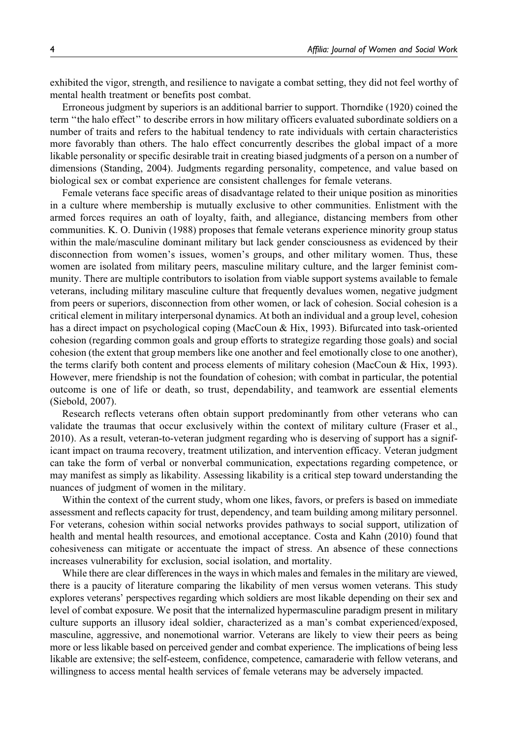exhibited the vigor, strength, and resilience to navigate a combat setting, they did not feel worthy of mental health treatment or benefits post combat.

Erroneous judgment by superiors is an additional barrier to support. Thorndike (1920) coined the term "the halo effect" to describe errors in how military officers evaluated subordinate soldiers on a number of traits and refers to the habitual tendency to rate individuals with certain characteristics more favorably than others. The halo effect concurrently describes the global impact of a more likable personality or specific desirable trait in creating biased judgments of a person on a number of dimensions (Standing, 2004). Judgments regarding personality, competence, and value based on biological sex or combat experience are consistent challenges for female veterans.

Female veterans face specific areas of disadvantage related to their unique position as minorities in a culture where membership is mutually exclusive to other communities. Enlistment with the armed forces requires an oath of loyalty, faith, and allegiance, distancing members from other communities. K. O. Dunivin (1988) proposes that female veterans experience minority group status within the male/masculine dominant military but lack gender consciousness as evidenced by their disconnection from women's issues, women's groups, and other military women. Thus, these women are isolated from military peers, masculine military culture, and the larger feminist community. There are multiple contributors to isolation from viable support systems available to female veterans, including military masculine culture that frequently devalues women, negative judgment from peers or superiors, disconnection from other women, or lack of cohesion. Social cohesion is a critical element in military interpersonal dynamics. At both an individual and a group level, cohesion has a direct impact on psychological coping (MacCoun & Hix, 1993). Bifurcated into task-oriented cohesion (regarding common goals and group efforts to strategize regarding those goals) and social cohesion (the extent that group members like one another and feel emotionally close to one another), the terms clarify both content and process elements of military cohesion (MacCoun & Hix, 1993). However, mere friendship is not the foundation of cohesion; with combat in particular, the potential outcome is one of life or death, so trust, dependability, and teamwork are essential elements (Siebold, 2007).

Research reflects veterans often obtain support predominantly from other veterans who can validate the traumas that occur exclusively within the context of military culture (Fraser et al., 2010). As a result, veteran-to-veteran judgment regarding who is deserving of support has a significant impact on trauma recovery, treatment utilization, and intervention efficacy. Veteran judgment can take the form of verbal or nonverbal communication, expectations regarding competence, or may manifest as simply as likability. Assessing likability is a critical step toward understanding the nuances of judgment of women in the military.

Within the context of the current study, whom one likes, favors, or prefers is based on immediate assessment and reflects capacity for trust, dependency, and team building among military personnel. For veterans, cohesion within social networks provides pathways to social support, utilization of health and mental health resources, and emotional acceptance. Costa and Kahn (2010) found that cohesiveness can mitigate or accentuate the impact of stress. An absence of these connections increases vulnerability for exclusion, social isolation, and mortality.

While there are clear differences in the ways in which males and females in the military are viewed, there is a paucity of literature comparing the likability of men versus women veterans. This study explores veterans' perspectives regarding which soldiers are most likable depending on their sex and level of combat exposure. We posit that the internalized hypermasculine paradigm present in military culture supports an illusory ideal soldier, characterized as a man's combat experienced/exposed, masculine, aggressive, and nonemotional warrior. Veterans are likely to view their peers as being more or less likable based on perceived gender and combat experience. The implications of being less likable are extensive; the self-esteem, confidence, competence, camaraderie with fellow veterans, and willingness to access mental health services of female veterans may be adversely impacted.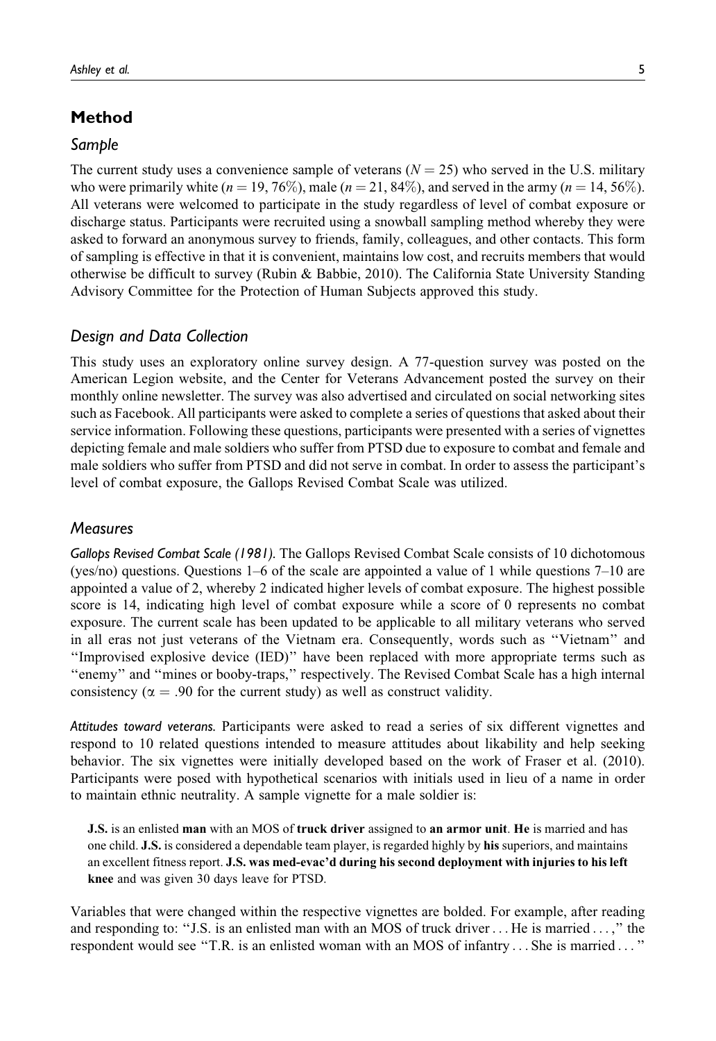## Method

### Sample

The current study uses a convenience sample of veterans ($N = 25$) who served in the U.S. military who were primarily white ($n = 19$, 76%), male ($n = 21$, 84%), and served in the army ($n = 14$, 56%). All veterans were welcomed to participate in the study regardless of level of combat exposure or discharge status. Participants were recruited using a snowball sampling method whereby they were asked to forward an anonymous survey to friends, family, colleagues, and other contacts. This form of sampling is effective in that it is convenient, maintains low cost, and recruits members that would otherwise be difficult to survey (Rubin & Babbie, 2010). The California State University Standing Advisory Committee for the Protection of Human Subjects approved this study.

### Design and Data Collection

This study uses an exploratory online survey design. A 77-question survey was posted on the American Legion website, and the Center for Veterans Advancement posted the survey on their monthly online newsletter. The survey was also advertised and circulated on social networking sites such as Facebook. All participants were asked to complete a series of questions that asked about their service information. Following these questions, participants were presented with a series of vignettes depicting female and male soldiers who suffer from PTSD due to exposure to combat and female and male soldiers who suffer from PTSD and did not serve in combat. In order to assess the participant's level of combat exposure, the Gallops Revised Combat Scale was utilized.

### Measures

*Gallops Revised Combat Scale (1981).* The Gallops Revised Combat Scale consists of 10 dichotomous (yes/no) questions. Questions 1–6 of the scale are appointed a value of 1 while questions 7–10 are appointed a value of 2, whereby 2 indicated higher levels of combat exposure. The highest possible score is 14, indicating high level of combat exposure while a score of 0 represents no combat exposure. The current scale has been updated to be applicable to all military veterans who served in all eras not just veterans of the Vietnam era. Consequently, words such as ''Vietnam'' and ''Improvised explosive device (IED)'' have been replaced with more appropriate terms such as ''enemy'' and ''mines or booby-traps,'' respectively. The Revised Combat Scale has a high internal consistency ($\alpha = .90$ for the current study) as well as construct validity.

*Attitudes toward veterans.* Participants were asked to read a series of six different vignettes and respond to 10 related questions intended to measure attitudes about likability and help seeking behavior. The six vignettes were initially developed based on the work of Fraser et al. (2010). Participants were posed with hypothetical scenarios with initials used in lieu of a name in order to maintain ethnic neutrality. A sample vignette for a male soldier is:

> **J.S.** is an enlisted **man** with an MOS of **truck driver** assigned to **an armor unit**. **He** is married and has one child. **J.S.** is considered a dependable team player, is regarded highly by **his** superiors, and maintains an excellent fitness report. **J.S. was med-evac'd during his second deployment with injuries to his left knee** and was given 30 days leave for PTSD.

Variables that were changed within the respective vignettes are bolded. For example, after reading and responding to: ''J.S. is an enlisted man with an MOS of truck driver ... He is married ...,'' the respondent would see ''T.R. is an enlisted woman with an MOS of infantry ... She is married ... ''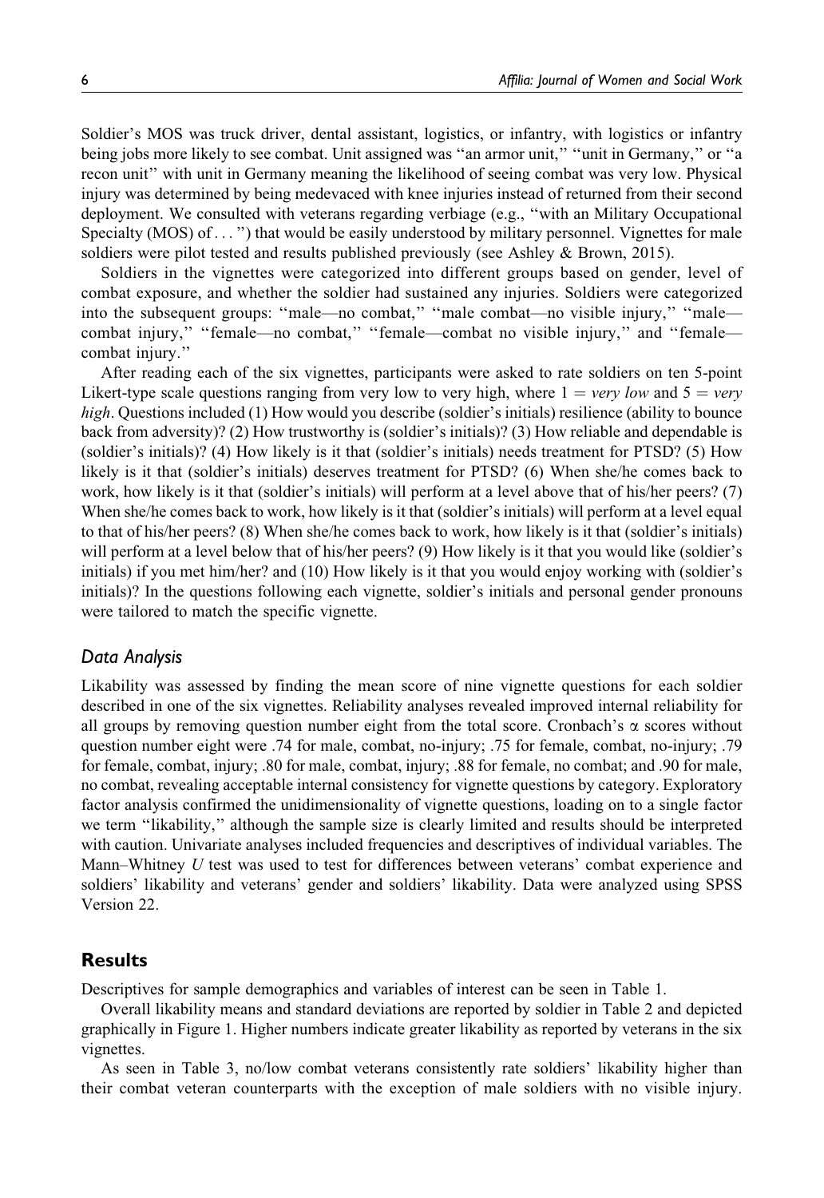Soldier's MOS was truck driver, dental assistant, logistics, or infantry, with logistics or infantry being jobs more likely to see combat. Unit assigned was "an armor unit," "unit in Germany," or "a recon unit" with unit in Germany meaning the likelihood of seeing combat was very low. Physical injury was determined by being medevaced with knee injuries instead of returned from their second deployment. We consulted with veterans regarding verbiage (e.g., "with an Military Occupational Specialty (MOS) of . . . ") that would be easily understood by military personnel. Vignettes for male soldiers were pilot tested and results published previously (see Ashley & Brown, 2015).

Soldiers in the vignettes were categorized into different groups based on gender, level of combat exposure, and whether the soldier had sustained any injuries. Soldiers were categorized into the subsequent groups: "male—no combat," "male combat—no visible injury," "male—combat injury," "female—no combat," "female—combat no visible injury," and "female—combat injury."

After reading each of the six vignettes, participants were asked to rate soldiers on ten 5-point Likert-type scale questions ranging from very low to very high, where 1 = *very low* and 5 = *very high*. Questions included (1) How would you describe (soldier's initials) resilience (ability to bounce back from adversity)? (2) How trustworthy is (soldier's initials)? (3) How reliable and dependable is (soldier's initials)? (4) How likely is it that (soldier's initials) needs treatment for PTSD? (5) How likely is it that (soldier's initials) deserves treatment for PTSD? (6) When she/he comes back to work, how likely is it that (soldier's initials) will perform at a level above that of his/her peers? (7) When she/he comes back to work, how likely is it that (soldier's initials) will perform at a level equal to that of his/her peers? (8) When she/he comes back to work, how likely is it that (soldier's initials) will perform at a level below that of his/her peers? (9) How likely is it that you would like (soldier's initials) if you met him/her? and (10) How likely is it that you would enjoy working with (soldier's initials)? In the questions following each vignette, soldier's initials and personal gender pronouns were tailored to match the specific vignette.

### *Data Analysis*

Likability was assessed by finding the mean score of nine vignette questions for each soldier described in one of the six vignettes. Reliability analyses revealed improved internal reliability for all groups by removing question number eight from the total score. Cronbach's $\alpha$ scores without question number eight were .74 for male, combat, no-injury; .75 for female, combat, no-injury; .79 for female, combat, injury; .80 for male, combat, injury; .88 for female, no combat; and .90 for male, no combat, revealing acceptable internal consistency for vignette questions by category. Exploratory factor analysis confirmed the unidimensionality of vignette questions, loading on to a single factor we term "likability," although the sample size is clearly limited and results should be interpreted with caution. Univariate analyses included frequencies and descriptives of individual variables. The Mann–Whitney *U* test was used to test for differences between veterans' combat experience and soldiers' likability and veterans' gender and soldiers' likability. Data were analyzed using SPSS Version 22.

## Results

Descriptives for sample demographics and variables of interest can be seen in Table 1.

Overall likability means and standard deviations are reported by soldier in Table 2 and depicted graphically in Figure 1. Higher numbers indicate greater likability as reported by veterans in the six vignettes.

As seen in Table 3, no/low combat veterans consistently rate soldiers' likability higher than their combat veteran counterparts with the exception of male soldiers with no visible injury.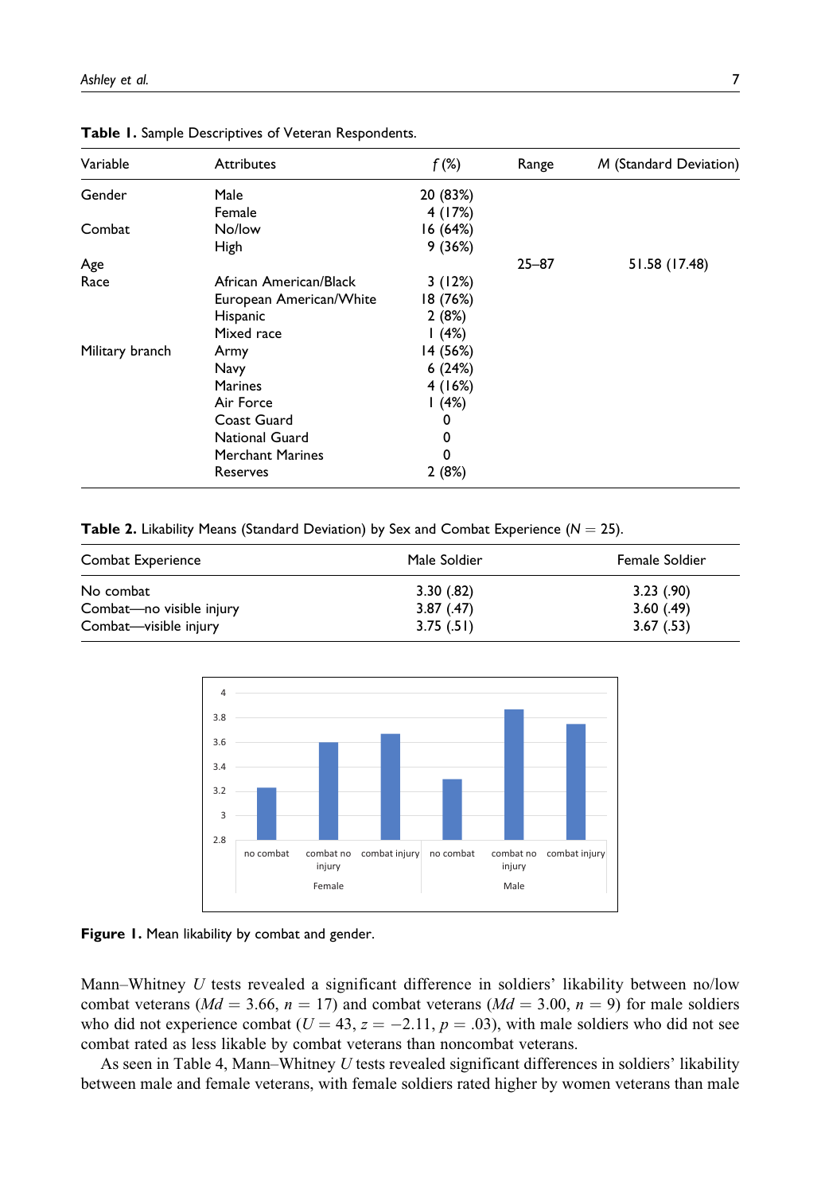**Table 1.** Sample Descriptives of Veteran Respondents.

| Variable | Attributes | *f* (%) | Range | *M* (Standard Deviation) |
|---|---|---|---|---|
| Gender | Male | 20 (83%) | | |
| | Female | 4 (17%) | | |
| Combat | No/low | 16 (64%) | | |
| | High | 9 (36%) | | |
| Age | | | 25–87 | 51.58 (17.48) |
| Race | African American/Black | 3 (12%) | | |
| | European American/White | 18 (76%) | | |
| | Hispanic | 2 (8%) | | |
| | Mixed race | 1 (4%) | | |
| Military branch | Army | 14 (56%) | | |
| | Navy | 6 (24%) | | |
| | Marines | 4 (16%) | | |
| | Air Force | 1 (4%) | | |
| | Coast Guard | 0 | | |
| | National Guard | 0 | | |
| | Merchant Marines | 0 | | |
| | Reserves | 2 (8%) | | |

**Table 2.** Likability Means (Standard Deviation) by Sex and Combat Experience ($N = 25$).

| Combat Experience | Male Soldier | Female Soldier |
|---|---|---|
| No combat | 3.30 (.82) | 3.23 (.90) |
| Combat—no visible injury | 3.87 (.47) | 3.60 (.49) |
| Combat—visible injury | 3.75 (.51) | 3.67 (.53) |

**Figure 1.** Mean likability by combat and gender.

Mann–Whitney *U* tests revealed a significant difference in soldiers' likability between no/low combat veterans ($Md = 3.66$, $n = 17$) and combat veterans ($Md = 3.00$, $n = 9$) for male soldiers who did not experience combat ($U = 43$, $z = -2.11$, $p = .03$), with male soldiers who did not see combat rated as less likable by combat veterans than noncombat veterans.

As seen in Table 4, Mann–Whitney *U* tests revealed significant differences in soldiers' likability between male and female veterans, with female soldiers rated higher by women veterans than male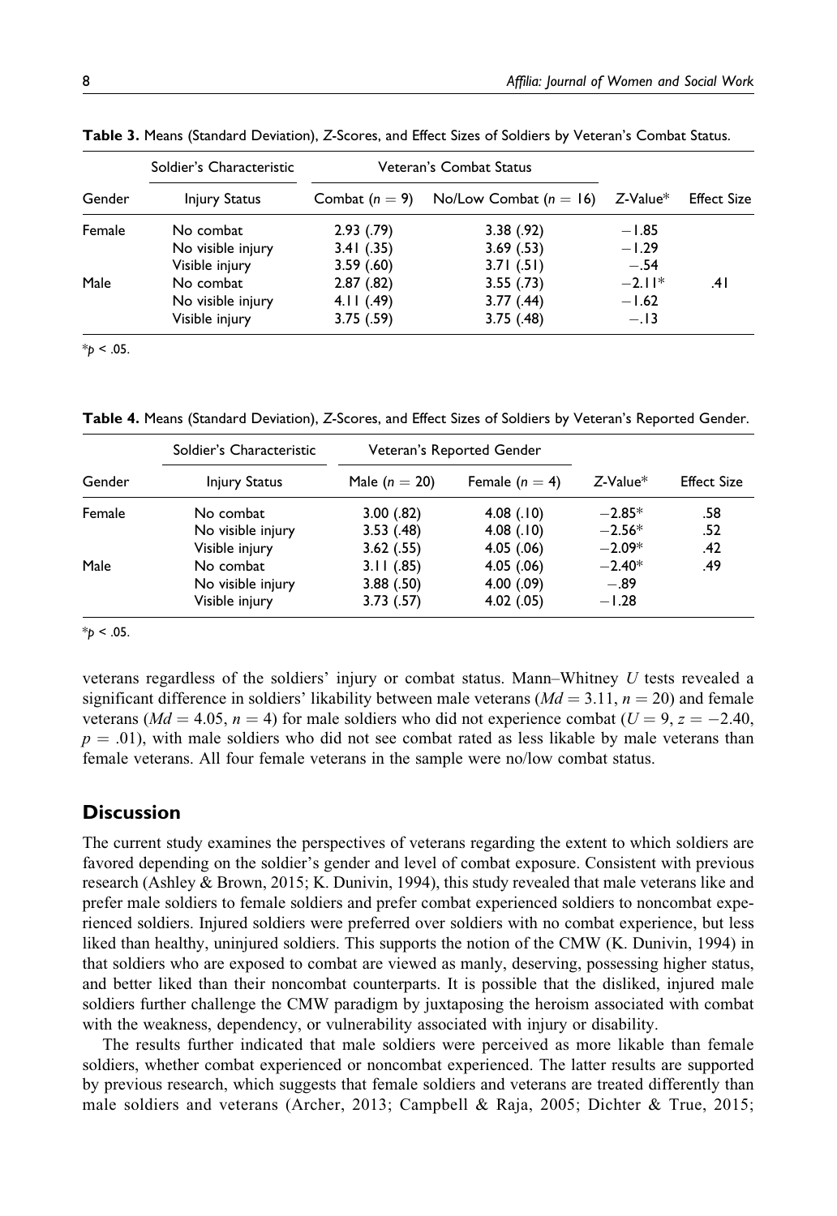**Table 3.** Means (Standard Deviation), Z-Scores, and Effect Sizes of Soldiers by Veteran's Combat Status.

| Gender | Soldier's Characteristic | Veteran's Combat Status | | | |
|---|---|---|---|---|---|
| | Injury Status | Combat ($n = 9$) | No/Low Combat ($n = 16$) | Z-Value* | Effect Size |
| Female | No combat | 2.93 (.79) | 3.38 (.92) | −1.85 | |
| | No visible injury | 3.41 (.35) | 3.69 (.53) | −1.29 | |
| | Visible injury | 3.59 (.60) | 3.71 (.51) | −.54 | |
| Male | No combat | 2.87 (.82) | 3.55 (.73) | −2.11* | .41 |
| | No visible injury | 4.11 (.49) | 3.77 (.44) | −1.62 | |
| | Visible injury | 3.75 (.59) | 3.75 (.48) | −.13 | |

*$p < .05$.

**Table 4.** Means (Standard Deviation), Z-Scores, and Effect Sizes of Soldiers by Veteran's Reported Gender.

| Gender | Soldier's Characteristic | Veteran's Reported Gender | | | |
|---|---|---|---|---|---|
| | Injury Status | Male ($n = 20$) | Female ($n = 4$) | Z-Value* | Effect Size |
| Female | No combat | 3.00 (.82) | 4.08 (.10) | −2.85* | .58 |
| | No visible injury | 3.53 (.48) | 4.08 (.10) | −2.56* | .52 |
| | Visible injury | 3.62 (.55) | 4.05 (.06) | −2.09* | .42 |
| Male | No combat | 3.11 (.85) | 4.05 (.06) | −2.40* | .49 |
| | No visible injury | 3.88 (.50) | 4.00 (.09) | −.89 | |
| | Visible injury | 3.73 (.57) | 4.02 (.05) | −1.28 | |

*$p < .05$.

veterans regardless of the soldiers' injury or combat status. Mann–Whitney $U$ tests revealed a significant difference in soldiers' likability between male veterans ($Md = 3.11$, $n = 20$) and female veterans ($Md = 4.05$, $n = 4$) for male soldiers who did not experience combat ($U = 9$, $z = -2.40$, $p = .01$), with male soldiers who did not see combat rated as less likable by male veterans than female veterans. All four female veterans in the sample were no/low combat status.

## Discussion

The current study examines the perspectives of veterans regarding the extent to which soldiers are favored depending on the soldier's gender and level of combat exposure. Consistent with previous research (Ashley & Brown, 2015; K. Dunivin, 1994), this study revealed that male veterans like and prefer male soldiers to female soldiers and prefer combat experienced soldiers to noncombat experienced soldiers. Injured soldiers were preferred over soldiers with no combat experience, but less liked than healthy, uninjured soldiers. This supports the notion of the CMW (K. Dunivin, 1994) in that soldiers who are exposed to combat are viewed as manly, deserving, possessing higher status, and better liked than their noncombat counterparts. It is possible that the disliked, injured male soldiers further challenge the CMW paradigm by juxtaposing the heroism associated with combat with the weakness, dependency, or vulnerability associated with injury or disability.

The results further indicated that male soldiers were perceived as more likable than female soldiers, whether combat experienced or noncombat experienced. The latter results are supported by previous research, which suggests that female soldiers and veterans are treated differently than male soldiers and veterans (Archer, 2013; Campbell & Raja, 2005; Dichter & True, 2015;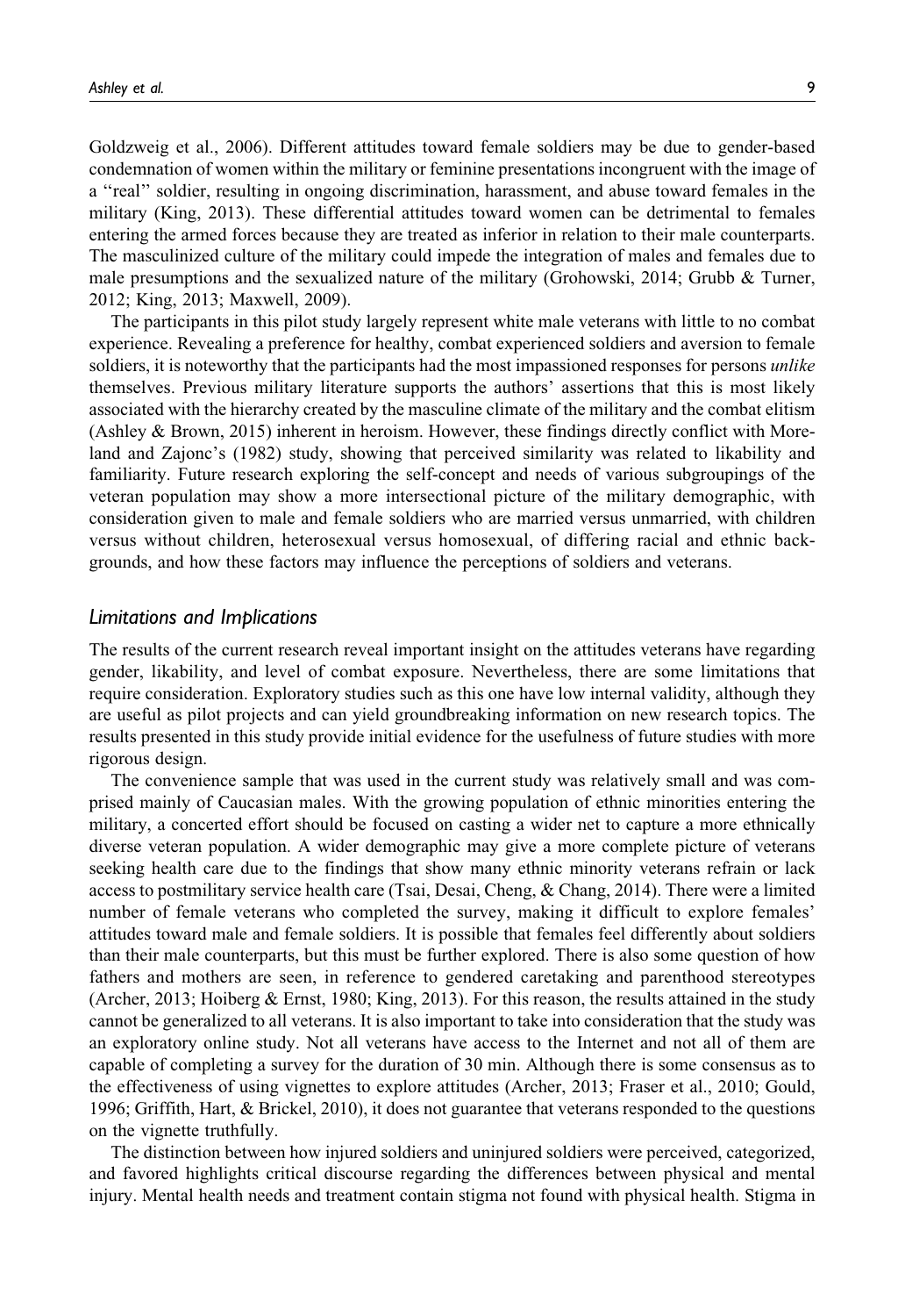Goldzweig et al., 2006). Different attitudes toward female soldiers may be due to gender-based condemnation of women within the military or feminine presentations incongruent with the image of a "real" soldier, resulting in ongoing discrimination, harassment, and abuse toward females in the military (King, 2013). These differential attitudes toward women can be detrimental to females entering the armed forces because they are treated as inferior in relation to their male counterparts. The masculinized culture of the military could impede the integration of males and females due to male presumptions and the sexualized nature of the military (Grohowski, 2014; Grubb & Turner, 2012; King, 2013; Maxwell, 2009).

The participants in this pilot study largely represent white male veterans with little to no combat experience. Revealing a preference for healthy, combat experienced soldiers and aversion to female soldiers, it is noteworthy that the participants had the most impassioned responses for persons *unlike* themselves. Previous military literature supports the authors' assertions that this is most likely associated with the hierarchy created by the masculine climate of the military and the combat elitism (Ashley & Brown, 2015) inherent in heroism. However, these findings directly conflict with Moreland and Zajonc's (1982) study, showing that perceived similarity was related to likability and familiarity. Future research exploring the self-concept and needs of various subgroupings of the veteran population may show a more intersectional picture of the military demographic, with consideration given to male and female soldiers who are married versus unmarried, with children versus without children, heterosexual versus homosexual, of differing racial and ethnic backgrounds, and how these factors may influence the perceptions of soldiers and veterans.

## Limitations and Implications

The results of the current research reveal important insight on the attitudes veterans have regarding gender, likability, and level of combat exposure. Nevertheless, there are some limitations that require consideration. Exploratory studies such as this one have low internal validity, although they are useful as pilot projects and can yield groundbreaking information on new research topics. The results presented in this study provide initial evidence for the usefulness of future studies with more rigorous design.

The convenience sample that was used in the current study was relatively small and was comprised mainly of Caucasian males. With the growing population of ethnic minorities entering the military, a concerted effort should be focused on casting a wider net to capture a more ethnically diverse veteran population. A wider demographic may give a more complete picture of veterans seeking health care due to the findings that show many ethnic minority veterans refrain or lack access to postmilitary service health care (Tsai, Desai, Cheng, & Chang, 2014). There were a limited number of female veterans who completed the survey, making it difficult to explore females' attitudes toward male and female soldiers. It is possible that females feel differently about soldiers than their male counterparts, but this must be further explored. There is also some question of how fathers and mothers are seen, in reference to gendered caretaking and parenthood stereotypes (Archer, 2013; Hoiberg & Ernst, 1980; King, 2013). For this reason, the results attained in the study cannot be generalized to all veterans. It is also important to take into consideration that the study was an exploratory online study. Not all veterans have access to the Internet and not all of them are capable of completing a survey for the duration of 30 min. Although there is some consensus as to the effectiveness of using vignettes to explore attitudes (Archer, 2013; Fraser et al., 2010; Gould, 1996; Griffith, Hart, & Brickel, 2010), it does not guarantee that veterans responded to the questions on the vignette truthfully.

The distinction between how injured soldiers and uninjured soldiers were perceived, categorized, and favored highlights critical discourse regarding the differences between physical and mental injury. Mental health needs and treatment contain stigma not found with physical health. Stigma in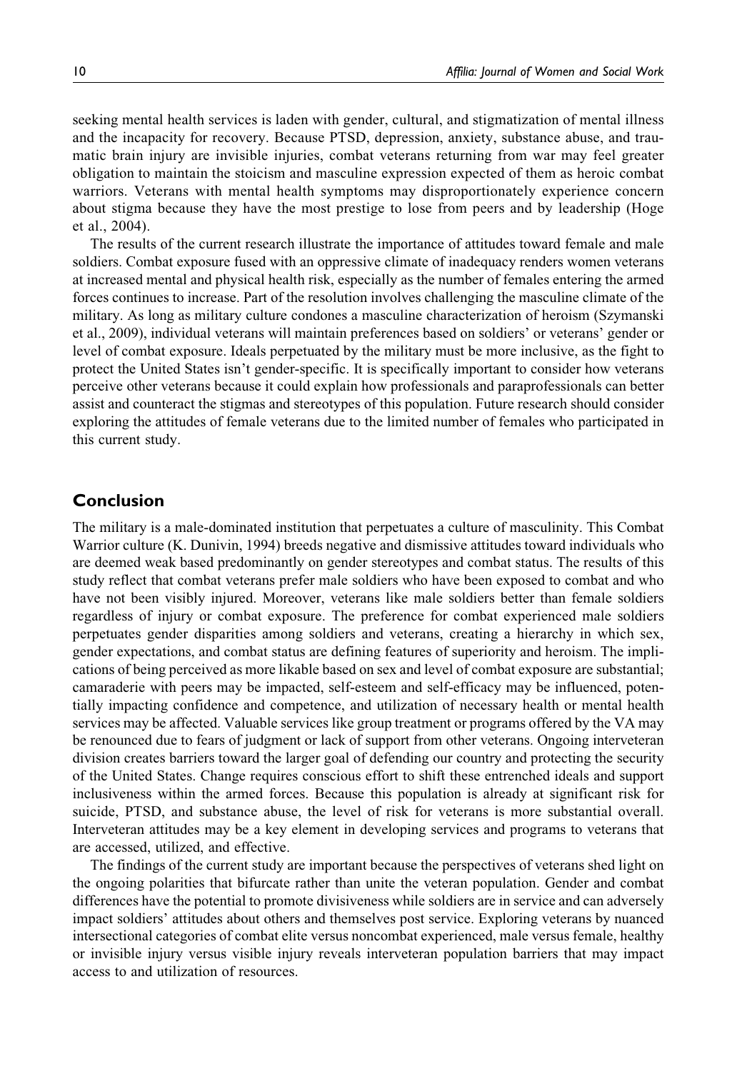seeking mental health services is laden with gender, cultural, and stigmatization of mental illness and the incapacity for recovery. Because PTSD, depression, anxiety, substance abuse, and traumatic brain injury are invisible injuries, combat veterans returning from war may feel greater obligation to maintain the stoicism and masculine expression expected of them as heroic combat warriors. Veterans with mental health symptoms may disproportionately experience concern about stigma because they have the most prestige to lose from peers and by leadership (Hoge et al., 2004).

The results of the current research illustrate the importance of attitudes toward female and male soldiers. Combat exposure fused with an oppressive climate of inadequacy renders women veterans at increased mental and physical health risk, especially as the number of females entering the armed forces continues to increase. Part of the resolution involves challenging the masculine climate of the military. As long as military culture condones a masculine characterization of heroism (Szymanski et al., 2009), individual veterans will maintain preferences based on soldiers' or veterans' gender or level of combat exposure. Ideals perpetuated by the military must be more inclusive, as the fight to protect the United States isn't gender-specific. It is specifically important to consider how veterans perceive other veterans because it could explain how professionals and paraprofessionals can better assist and counteract the stigmas and stereotypes of this population. Future research should consider exploring the attitudes of female veterans due to the limited number of females who participated in this current study.

## Conclusion

The military is a male-dominated institution that perpetuates a culture of masculinity. This Combat Warrior culture (K. Dunivin, 1994) breeds negative and dismissive attitudes toward individuals who are deemed weak based predominantly on gender stereotypes and combat status. The results of this study reflect that combat veterans prefer male soldiers who have been exposed to combat and who have not been visibly injured. Moreover, veterans like male soldiers better than female soldiers regardless of injury or combat exposure. The preference for combat experienced male soldiers perpetuates gender disparities among soldiers and veterans, creating a hierarchy in which sex, gender expectations, and combat status are defining features of superiority and heroism. The implications of being perceived as more likable based on sex and level of combat exposure are substantial; camaraderie with peers may be impacted, self-esteem and self-efficacy may be influenced, potentially impacting confidence and competence, and utilization of necessary health or mental health services may be affected. Valuable services like group treatment or programs offered by the VA may be renounced due to fears of judgment or lack of support from other veterans. Ongoing interveteran division creates barriers toward the larger goal of defending our country and protecting the security of the United States. Change requires conscious effort to shift these entrenched ideals and support inclusiveness within the armed forces. Because this population is already at significant risk for suicide, PTSD, and substance abuse, the level of risk for veterans is more substantial overall. Interveteran attitudes may be a key element in developing services and programs to veterans that are accessed, utilized, and effective.

The findings of the current study are important because the perspectives of veterans shed light on the ongoing polarities that bifurcate rather than unite the veteran population. Gender and combat differences have the potential to promote divisiveness while soldiers are in service and can adversely impact soldiers' attitudes about others and themselves post service. Exploring veterans by nuanced intersectional categories of combat elite versus noncombat experienced, male versus female, healthy or invisible injury versus visible injury reveals interveteran population barriers that may impact access to and utilization of resources.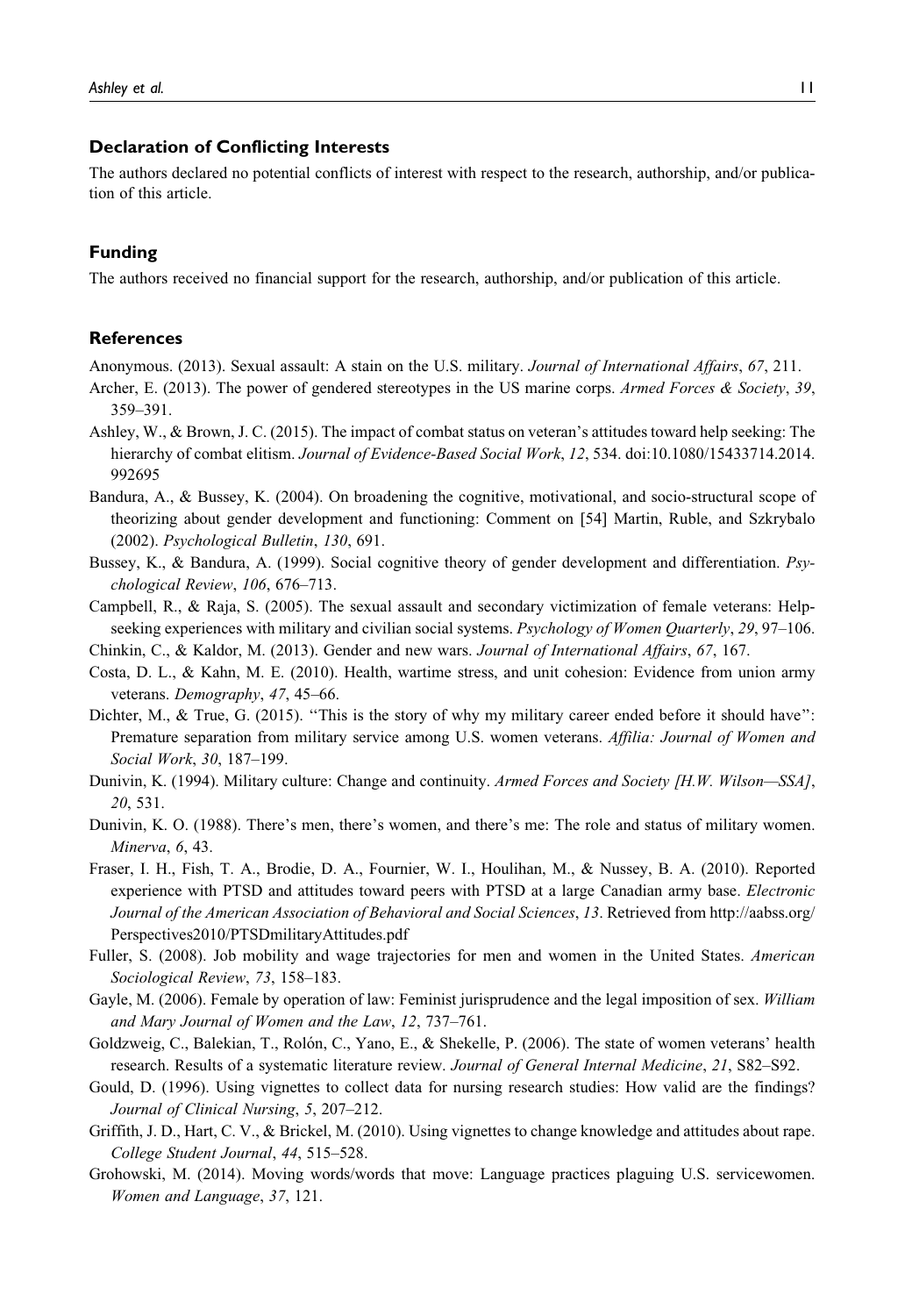### Declaration of Conflicting Interests

The authors declared no potential conflicts of interest with respect to the research, authorship, and/or publication of this article.

### Funding

The authors received no financial support for the research, authorship, and/or publication of this article.

### References

Anonymous. (2013). Sexual assault: A stain on the U.S. military. *Journal of International Affairs*, *67*, 211.

Archer, E. (2013). The power of gendered stereotypes in the US marine corps. *Armed Forces & Society*, *39*, 359–391.

Ashley, W., & Brown, J. C. (2015). The impact of combat status on veteran's attitudes toward help seeking: The hierarchy of combat elitism. *Journal of Evidence-Based Social Work*, *12*, 534. doi:10.1080/15433714.2014.992695

Bandura, A., & Bussey, K. (2004). On broadening the cognitive, motivational, and socio-structural scope of theorizing about gender development and functioning: Comment on [54] Martin, Ruble, and Szkrybalo (2002). *Psychological Bulletin*, *130*, 691.

Bussey, K., & Bandura, A. (1999). Social cognitive theory of gender development and differentiation. *Psychological Review*, *106*, 676–713.

Campbell, R., & Raja, S. (2005). The sexual assault and secondary victimization of female veterans: Help-seeking experiences with military and civilian social systems. *Psychology of Women Quarterly*, *29*, 97–106.

Chinkin, C., & Kaldor, M. (2013). Gender and new wars. *Journal of International Affairs*, *67*, 167.

Costa, D. L., & Kahn, M. E. (2010). Health, wartime stress, and unit cohesion: Evidence from union army veterans. *Demography*, *47*, 45–66.

Dichter, M., & True, G. (2015). "This is the story of why my military career ended before it should have": Premature separation from military service among U.S. women veterans. *Affilia: Journal of Women and Social Work*, *30*, 187–199.

Dunivin, K. (1994). Military culture: Change and continuity. *Armed Forces and Society [H.W. Wilson—SSA]*, *20*, 531.

Dunivin, K. O. (1988). There's men, there's women, and there's me: The role and status of military women. *Minerva*, *6*, 43.

Fraser, I. H., Fish, T. A., Brodie, D. A., Fournier, W. I., Houlihan, M., & Nussey, B. A. (2010). Reported experience with PTSD and attitudes toward peers with PTSD at a large Canadian army base. *Electronic Journal of the American Association of Behavioral and Social Sciences*, *13*. Retrieved from http://aabss.org/Perspectives2010/PTSDmilitaryAttitudes.pdf

Fuller, S. (2008). Job mobility and wage trajectories for men and women in the United States. *American Sociological Review*, *73*, 158–183.

Gayle, M. (2006). Female by operation of law: Feminist jurisprudence and the legal imposition of sex. *William and Mary Journal of Women and the Law*, *12*, 737–761.

Goldzweig, C., Balekian, T., Rolón, C., Yano, E., & Shekelle, P. (2006). The state of women veterans' health research. Results of a systematic literature review. *Journal of General Internal Medicine*, *21*, S82–S92.

Gould, D. (1996). Using vignettes to collect data for nursing research studies: How valid are the findings? *Journal of Clinical Nursing*, *5*, 207–212.

Griffith, J. D., Hart, C. V., & Brickel, M. (2010). Using vignettes to change knowledge and attitudes about rape. *College Student Journal*, *44*, 515–528.

Grohowski, M. (2014). Moving words/words that move: Language practices plaguing U.S. servicewomen. *Women and Language*, *37*, 121.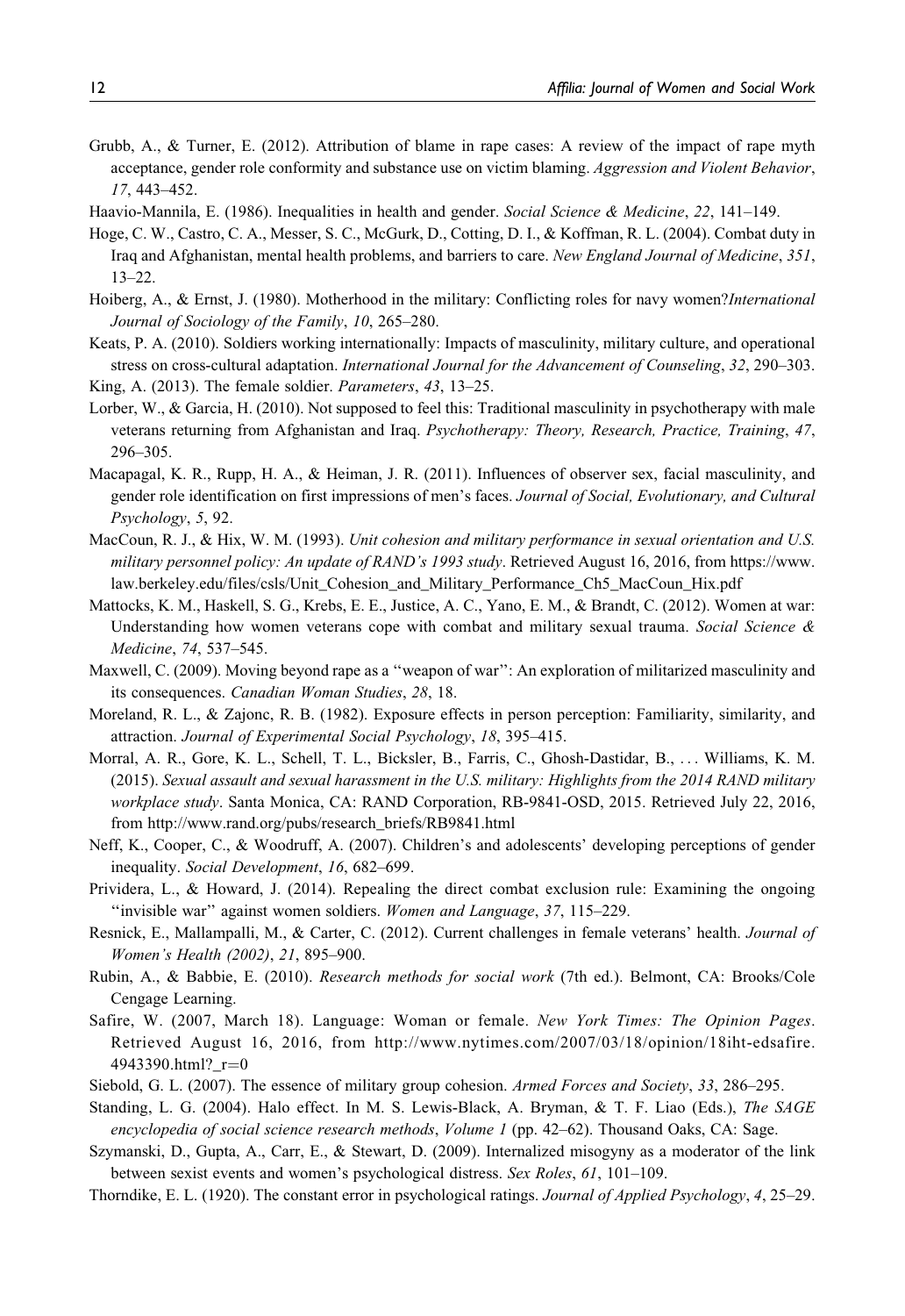Grubb, A., & Turner, E. (2012). Attribution of blame in rape cases: A review of the impact of rape myth acceptance, gender role conformity and substance use on victim blaming. *Aggression and Violent Behavior*, *17*, 443–452.

Haavio-Mannila, E. (1986). Inequalities in health and gender. *Social Science & Medicine*, *22*, 141–149.

Hoge, C. W., Castro, C. A., Messer, S. C., McGurk, D., Cotting, D. I., & Koffman, R. L. (2004). Combat duty in Iraq and Afghanistan, mental health problems, and barriers to care. *New England Journal of Medicine*, *351*, 13–22.

Hoiberg, A., & Ernst, J. (1980). Motherhood in the military: Conflicting roles for navy women?*International Journal of Sociology of the Family*, *10*, 265–280.

Keats, P. A. (2010). Soldiers working internationally: Impacts of masculinity, military culture, and operational stress on cross-cultural adaptation. *International Journal for the Advancement of Counseling*, *32*, 290–303.

King, A. (2013). The female soldier. *Parameters*, *43*, 13–25.

Lorber, W., & Garcia, H. (2010). Not supposed to feel this: Traditional masculinity in psychotherapy with male veterans returning from Afghanistan and Iraq. *Psychotherapy: Theory, Research, Practice, Training*, *47*, 296–305.

Macapagal, K. R., Rupp, H. A., & Heiman, J. R. (2011). Influences of observer sex, facial masculinity, and gender role identification on first impressions of men's faces. *Journal of Social, Evolutionary, and Cultural Psychology*, *5*, 92.

MacCoun, R. J., & Hix, W. M. (1993). *Unit cohesion and military performance in sexual orientation and U.S. military personnel policy: An update of RAND's 1993 study*. Retrieved August 16, 2016, from https://www.law.berkeley.edu/files/csls/Unit_Cohesion_and_Military_Performance_Ch5_MacCoun_Hix.pdf

Mattocks, K. M., Haskell, S. G., Krebs, E. E., Justice, A. C., Yano, E. M., & Brandt, C. (2012). Women at war: Understanding how women veterans cope with combat and military sexual trauma. *Social Science & Medicine*, *74*, 537–545.

Maxwell, C. (2009). Moving beyond rape as a ''weapon of war'': An exploration of militarized masculinity and its consequences. *Canadian Woman Studies*, *28*, 18.

Moreland, R. L., & Zajonc, R. B. (1982). Exposure effects in person perception: Familiarity, similarity, and attraction. *Journal of Experimental Social Psychology*, *18*, 395–415.

Morral, A. R., Gore, K. L., Schell, T. L., Bicksler, B., Farris, C., Ghosh-Dastidar, B., ... Williams, K. M. (2015). *Sexual assault and sexual harassment in the U.S. military: Highlights from the 2014 RAND military workplace study*. Santa Monica, CA: RAND Corporation, RB-9841-OSD, 2015. Retrieved July 22, 2016, from http://www.rand.org/pubs/research_briefs/RB9841.html

Neff, K., Cooper, C., & Woodruff, A. (2007). Children's and adolescents' developing perceptions of gender inequality. *Social Development*, *16*, 682–699.

Prividera, L., & Howard, J. (2014). Repealing the direct combat exclusion rule: Examining the ongoing ''invisible war'' against women soldiers. *Women and Language*, *37*, 115–229.

Resnick, E., Mallampalli, M., & Carter, C. (2012). Current challenges in female veterans' health. *Journal of Women's Health (2002)*, *21*, 895–900.

Rubin, A., & Babbie, E. (2010). *Research methods for social work* (7th ed.). Belmont, CA: Brooks/Cole Cengage Learning.

Safire, W. (2007, March 18). Language: Woman or female. *New York Times: The Opinion Pages*. Retrieved August 16, 2016, from http://www.nytimes.com/2007/03/18/opinion/18iht-edsafire.4943390.html?_r=0

Siebold, G. L. (2007). The essence of military group cohesion. *Armed Forces and Society*, *33*, 286–295.

Standing, L. G. (2004). Halo effect. In M. S. Lewis-Black, A. Bryman, & T. F. Liao (Eds.), *The SAGE encyclopedia of social science research methods*, *Volume 1* (pp. 42–62). Thousand Oaks, CA: Sage.

Szymanski, D., Gupta, A., Carr, E., & Stewart, D. (2009). Internalized misogyny as a moderator of the link between sexist events and women's psychological distress. *Sex Roles*, *61*, 101–109.

Thorndike, E. L. (1920). The constant error in psychological ratings. *Journal of Applied Psychology*, *4*, 25–29.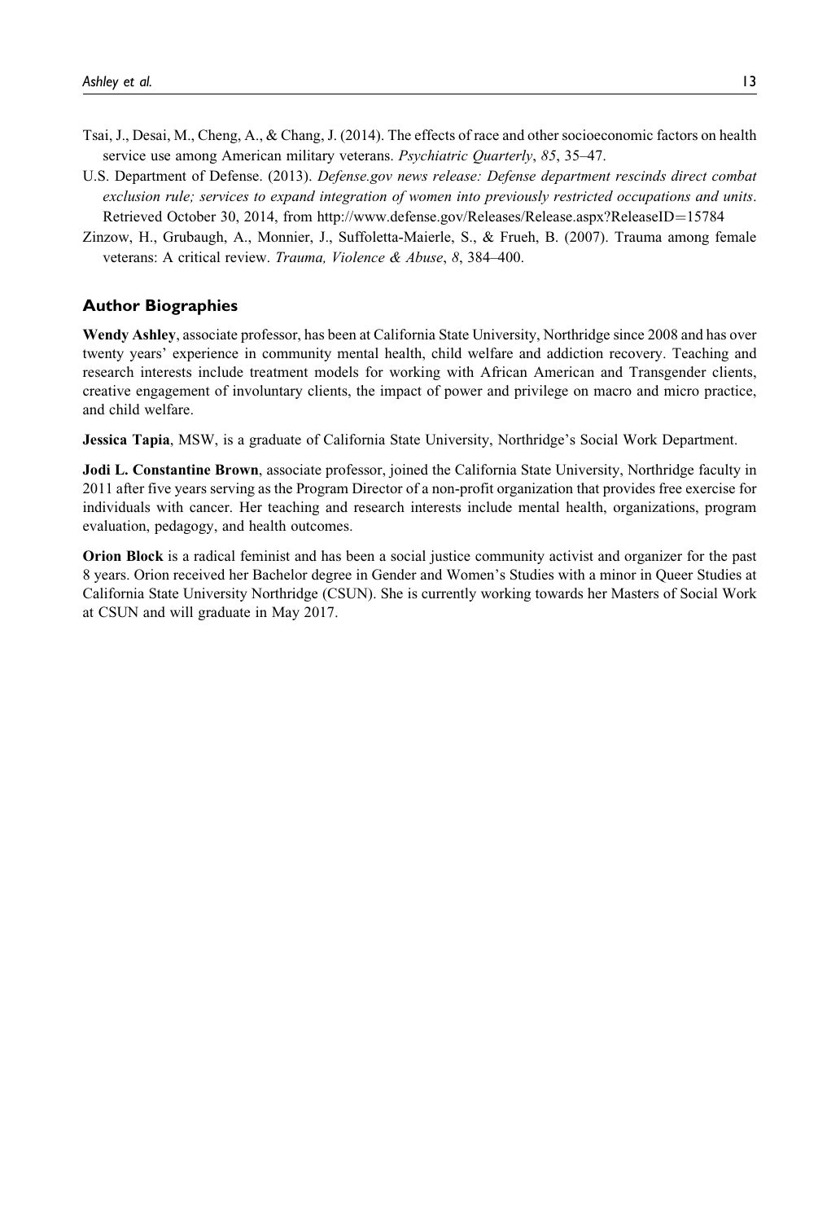Tsai, J., Desai, M., Cheng, A., & Chang, J. (2014). The effects of race and other socioeconomic factors on health service use among American military veterans. *Psychiatric Quarterly*, *85*, 35–47.

U.S. Department of Defense. (2013). *Defense.gov news release: Defense department rescinds direct combat exclusion rule; services to expand integration of women into previously restricted occupations and units*. Retrieved October 30, 2014, from http://www.defense.gov/Releases/Release.aspx?ReleaseID=15784

Zinzow, H., Grubaugh, A., Monnier, J., Suffoletta-Maierle, S., & Frueh, B. (2007). Trauma among female veterans: A critical review. *Trauma, Violence & Abuse*, *8*, 384–400.

## Author Biographies

**Wendy Ashley**, associate professor, has been at California State University, Northridge since 2008 and has over twenty years' experience in community mental health, child welfare and addiction recovery. Teaching and research interests include treatment models for working with African American and Transgender clients, creative engagement of involuntary clients, the impact of power and privilege on macro and micro practice, and child welfare.

**Jessica Tapia**, MSW, is a graduate of California State University, Northridge's Social Work Department.

**Jodi L. Constantine Brown**, associate professor, joined the California State University, Northridge faculty in 2011 after five years serving as the Program Director of a non-profit organization that provides free exercise for individuals with cancer. Her teaching and research interests include mental health, organizations, program evaluation, pedagogy, and health outcomes.

**Orion Block** is a radical feminist and has been a social justice community activist and organizer for the past 8 years. Orion received her Bachelor degree in Gender and Women's Studies with a minor in Queer Studies at California State University Northridge (CSUN). She is currently working towards her Masters of Social Work at CSUN and will graduate in May 2017.